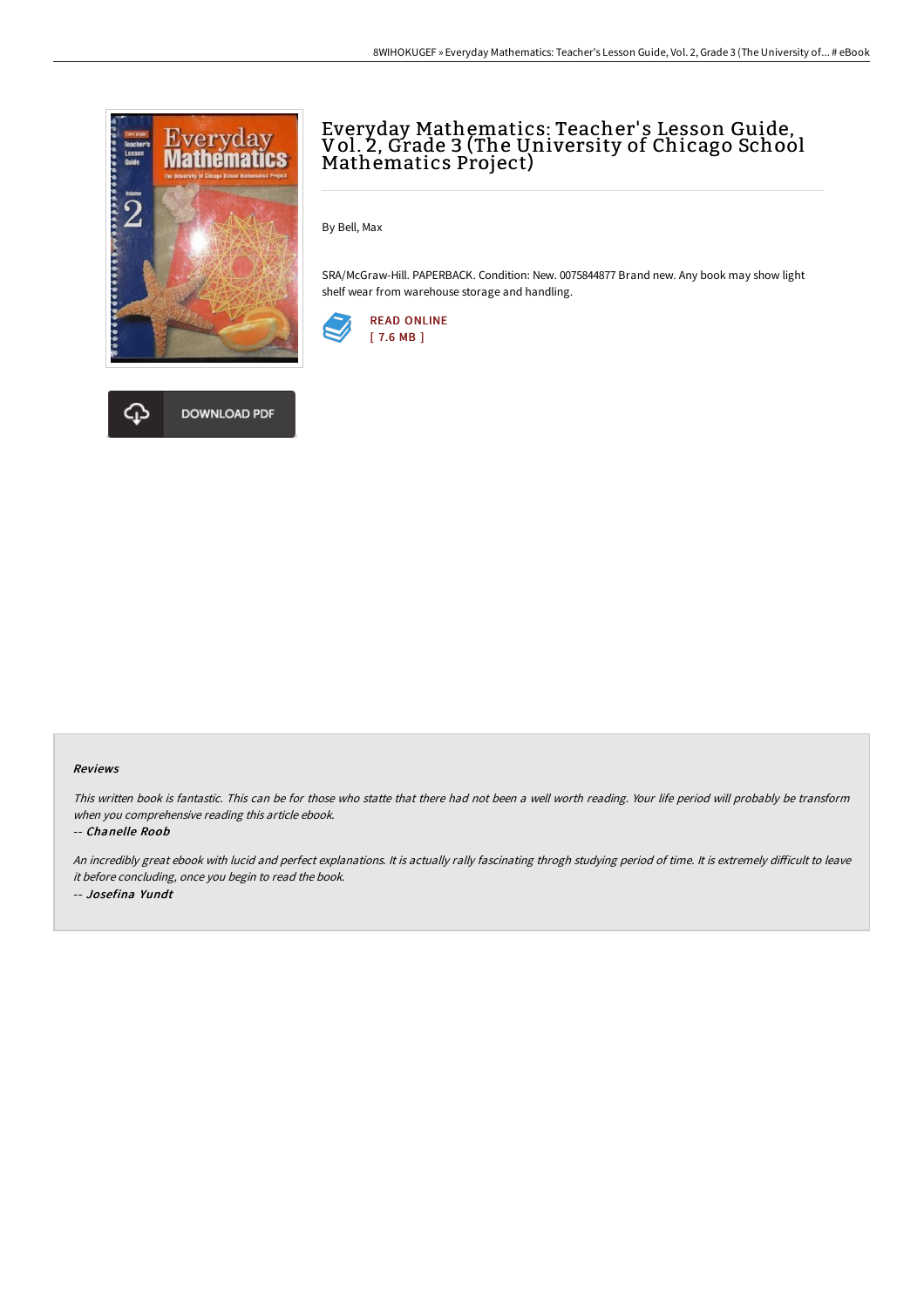# Everyday Mathematics: Teacher's Lesson Guide, Vol. 2, Grade 3 (The University of Chicago School Mathematics Project)

By Bell, Max

SRA/McGraw-Hill. PAPERBACK. Condition: New. 0075844877 Brand new. Any book may show light shelf wear from warehouse storage and handling.

READ ONLINE
[ 7.6 MB ]

DOWNLOAD PDF

### Reviews

*This written book is fantastic. This can be for those who statte that there had not been a well worth reading. Your life period will probably be transform when you comprehensive reading this article ebook.*

-- ***Chanelle Roob***

*An incredibly great ebook with lucid and perfect explanations. It is actually rally fascinating throgh studying period of time. It is extremely difficult to leave it before concluding, once you begin to read the book.*

-- ***Josefina Yundt***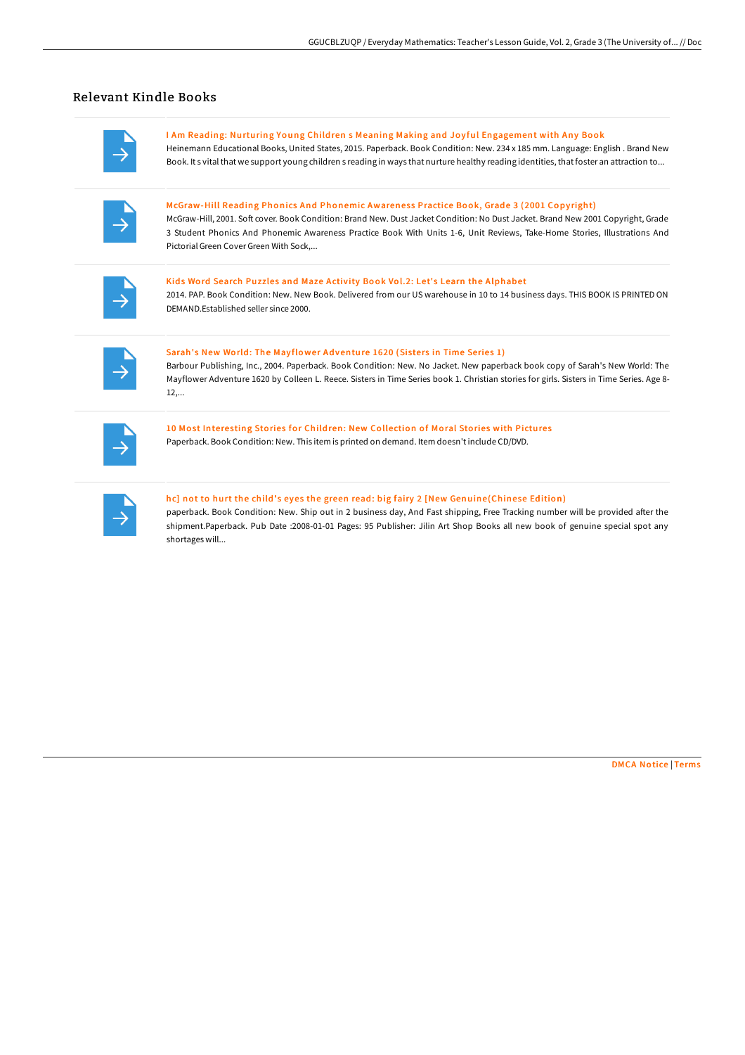## Relevant Kindle Books

**I Am Reading: Nurturing Young Children s Meaning Making and Joyful Engagement with Any Book**

Heinemann Educational Books, United States, 2015. Paperback. Book Condition: New. 234 x 185 mm. Language: English . Brand New Book. It s vital that we support young children s reading in ways that nurture healthy reading identities, that foster an attraction to...

**McGraw-Hill Reading Phonics And Phonemic Awareness Practice Book, Grade 3 (2001 Copyright)**

McGraw-Hill, 2001. Soft cover. Book Condition: Brand New. Dust Jacket Condition: No Dust Jacket. Brand New 2001 Copyright, Grade 3 Student Phonics And Phonemic Awareness Practice Book With Units 1-6, Unit Reviews, Take-Home Stories, Illustrations And Pictorial Green Cover Green With Sock,...

**Kids Word Search Puzzles and Maze Activity Book Vol.2: Let's Learn the Alphabet**

2014. PAP. Book Condition: New. New Book. Delivered from our US warehouse in 10 to 14 business days. THIS BOOK IS PRINTED ON DEMAND.Established seller since 2000.

**Sarah's New World: The Mayflower Adventure 1620 (Sisters in Time Series 1)**

Barbour Publishing, Inc., 2004. Paperback. Book Condition: New. No Jacket. New paperback book copy of Sarah's New World: The Mayflower Adventure 1620 by Colleen L. Reece. Sisters in Time Series book 1. Christian stories for girls. Sisters in Time Series. Age 8-12,...

**10 Most Interesting Stories for Children: New Collection of Moral Stories with Pictures**

Paperback. Book Condition: New. This item is printed on demand. Item doesn't include CD/DVD.

**hc] not to hurt the child's eyes the green read: big fairy 2 [New Genuine(Chinese Edition)**

paperback. Book Condition: New. Ship out in 2 business day, And Fast shipping, Free Tracking number will be provided after the shipment.Paperback. Pub Date :2008-01-01 Pages: 95 Publisher: Jilin Art Shop Books all new book of genuine special spot any shortages will...

DMCA Notice | Terms